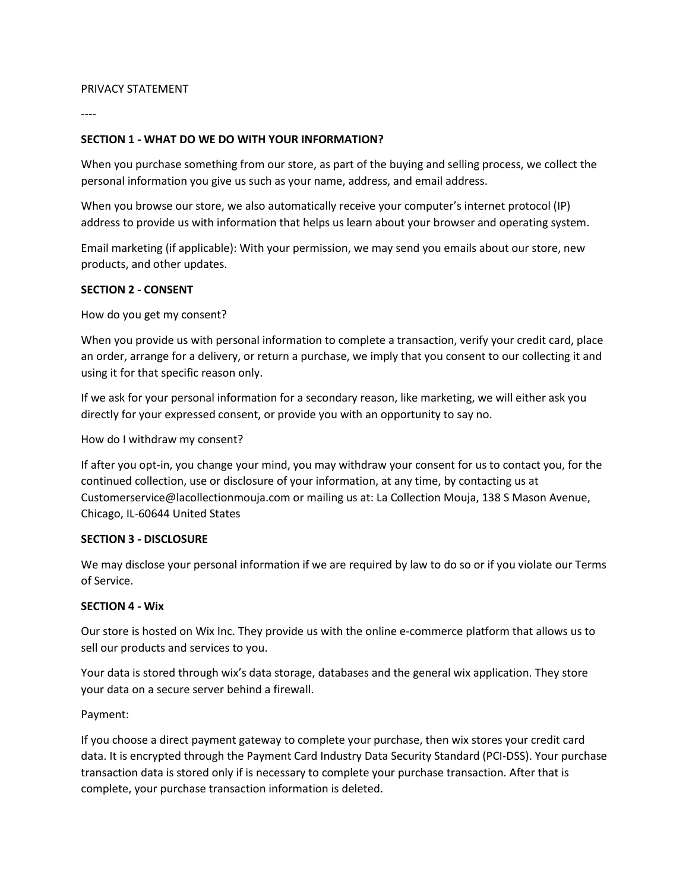PRIVACY STATEMENT

----

**SECTION 1 - WHAT DO WE DO WITH YOUR INFORMATION?**

When you purchase something from our store, as part of the buying and selling process, we collect the personal information you give us such as your name, address, and email address.

When you browse our store, we also automatically receive your computer's internet protocol (IP) address to provide us with information that helps us learn about your browser and operating system.

Email marketing (if applicable): With your permission, we may send you emails about our store, new products, and other updates.

**SECTION 2 - CONSENT**

How do you get my consent?

When you provide us with personal information to complete a transaction, verify your credit card, place an order, arrange for a delivery, or return a purchase, we imply that you consent to our collecting it and using it for that specific reason only.

If we ask for your personal information for a secondary reason, like marketing, we will either ask you directly for your expressed consent, or provide you with an opportunity to say no.

How do I withdraw my consent?

If after you opt-in, you change your mind, you may withdraw your consent for us to contact you, for the continued collection, use or disclosure of your information, at any time, by contacting us at Customerservice@lacollectionmouja.com or mailing us at: La Collection Mouja, 138 S Mason Avenue, Chicago, IL-60644 United States

**SECTION 3 - DISCLOSURE**

We may disclose your personal information if we are required by law to do so or if you violate our Terms of Service.

**SECTION 4 - Wix**

Our store is hosted on Wix Inc. They provide us with the online e-commerce platform that allows us to sell our products and services to you.

Your data is stored through wix's data storage, databases and the general wix application. They store your data on a secure server behind a firewall.

Payment:

If you choose a direct payment gateway to complete your purchase, then wix stores your credit card data. It is encrypted through the Payment Card Industry Data Security Standard (PCI-DSS). Your purchase transaction data is stored only if is necessary to complete your purchase transaction. After that is complete, your purchase transaction information is deleted.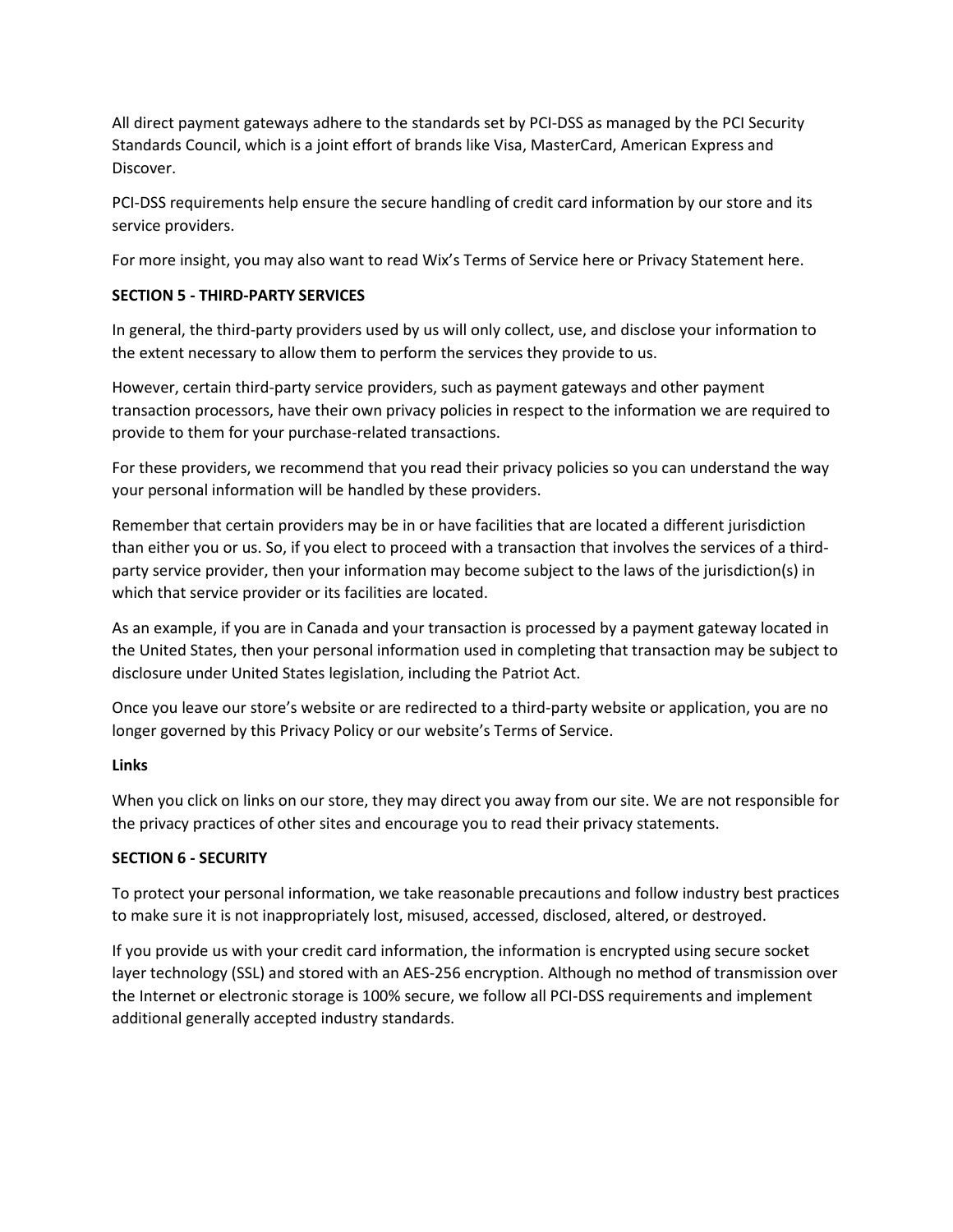All direct payment gateways adhere to the standards set by PCI-DSS as managed by the PCI Security Standards Council, which is a joint effort of brands like Visa, MasterCard, American Express and Discover.

PCI-DSS requirements help ensure the secure handling of credit card information by our store and its service providers.

For more insight, you may also want to read Wix's Terms of Service here or Privacy Statement here.

**SECTION 5 - THIRD-PARTY SERVICES**

In general, the third-party providers used by us will only collect, use, and disclose your information to the extent necessary to allow them to perform the services they provide to us.

However, certain third-party service providers, such as payment gateways and other payment transaction processors, have their own privacy policies in respect to the information we are required to provide to them for your purchase-related transactions.

For these providers, we recommend that you read their privacy policies so you can understand the way your personal information will be handled by these providers.

Remember that certain providers may be in or have facilities that are located a different jurisdiction than either you or us. So, if you elect to proceed with a transaction that involves the services of a third-party service provider, then your information may become subject to the laws of the jurisdiction(s) in which that service provider or its facilities are located.

As an example, if you are in Canada and your transaction is processed by a payment gateway located in the United States, then your personal information used in completing that transaction may be subject to disclosure under United States legislation, including the Patriot Act.

Once you leave our store's website or are redirected to a third-party website or application, you are no longer governed by this Privacy Policy or our website's Terms of Service.

**Links**

When you click on links on our store, they may direct you away from our site. We are not responsible for the privacy practices of other sites and encourage you to read their privacy statements.

**SECTION 6 - SECURITY**

To protect your personal information, we take reasonable precautions and follow industry best practices to make sure it is not inappropriately lost, misused, accessed, disclosed, altered, or destroyed.

If you provide us with your credit card information, the information is encrypted using secure socket layer technology (SSL) and stored with an AES-256 encryption. Although no method of transmission over the Internet or electronic storage is 100% secure, we follow all PCI-DSS requirements and implement additional generally accepted industry standards.